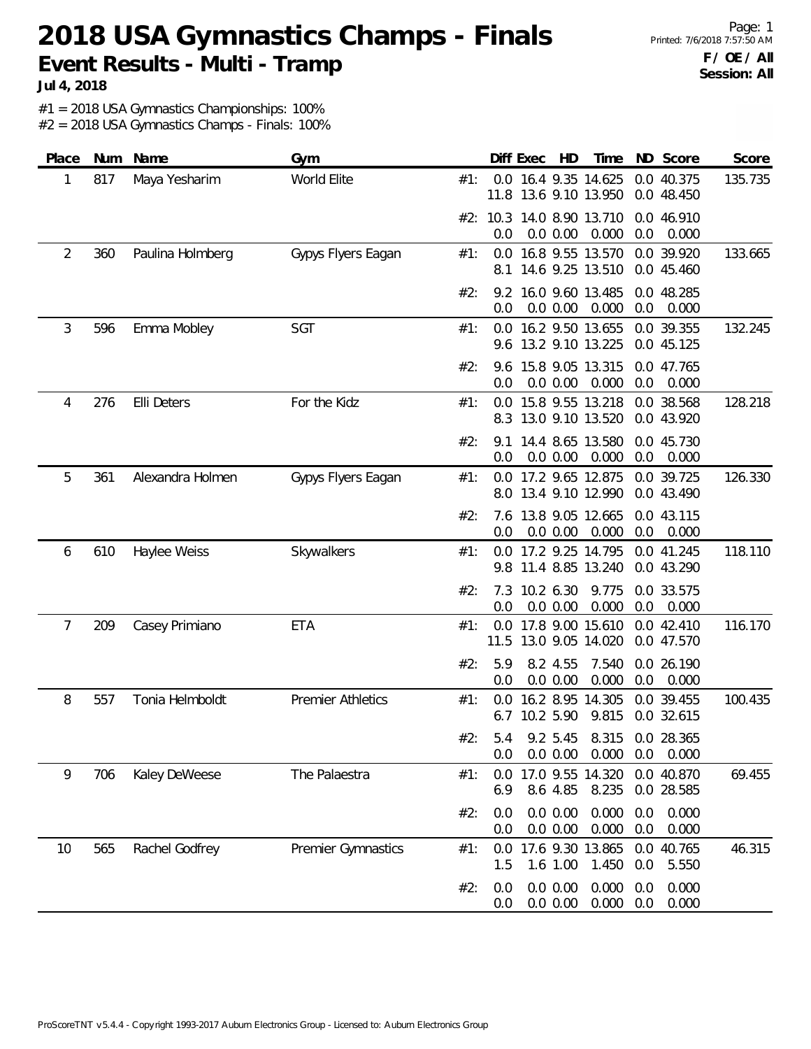# 2018 USA Gymnastics Champs - Finals

## Event Results - Multi - Tramp

**Jul 4, 2018**

Printed: 7/6/2018 7:57:50 AM

**F / OE / All**
**Session: All**

#1 = 2018 USA Gymnastics Championships: 100%
#2 = 2018 USA Gymnastics Champs - Finals: 100%

| Place | Num | Name | Gym | | Diff | Exec | HD | Time | ND | Score | Score |
|---|---|---|---|---|---|---|---|---|---|---|---|
| 1 | 817 | Maya Yesharim | World Elite | #1: | 0.0 | 16.4 | 9.35 | 14.625 | 0.0 | 40.375 | 135.735 |
| | | | | | 11.8 | 13.6 | 9.10 | 13.950 | 0.0 | 48.450 | |
| | | | | #2: | 10.3 | 14.0 | 8.90 | 13.710 | 0.0 | 46.910 | |
| | | | | | 0.0 | 0.0 | 0.00 | 0.000 | 0.0 | 0.000 | |
| 2 | 360 | Paulina Holmberg | Gypys Flyers Eagan | #1: | 0.0 | 16.8 | 9.55 | 13.570 | 0.0 | 39.920 | 133.665 |
| | | | | | 8.1 | 14.6 | 9.25 | 13.510 | 0.0 | 45.460 | |
| | | | | #2: | 9.2 | 16.0 | 9.60 | 13.485 | 0.0 | 48.285 | |
| | | | | | 0.0 | 0.0 | 0.00 | 0.000 | 0.0 | 0.000 | |
| 3 | 596 | Emma Mobley | SGT | #1: | 0.0 | 16.2 | 9.50 | 13.655 | 0.0 | 39.355 | 132.245 |
| | | | | | 9.6 | 13.2 | 9.10 | 13.225 | 0.0 | 45.125 | |
| | | | | #2: | 9.6 | 15.8 | 9.05 | 13.315 | 0.0 | 47.765 | |
| | | | | | 0.0 | 0.0 | 0.00 | 0.000 | 0.0 | 0.000 | |
| 4 | 276 | Elli Deters | For the Kidz | #1: | 0.0 | 15.8 | 9.55 | 13.218 | 0.0 | 38.568 | 128.218 |
| | | | | | 8.3 | 13.0 | 9.10 | 13.520 | 0.0 | 43.920 | |
| | | | | #2: | 9.1 | 14.4 | 8.65 | 13.580 | 0.0 | 45.730 | |
| | | | | | 0.0 | 0.0 | 0.00 | 0.000 | 0.0 | 0.000 | |
| 5 | 361 | Alexandra Holmen | Gypys Flyers Eagan | #1: | 0.0 | 17.2 | 9.65 | 12.875 | 0.0 | 39.725 | 126.330 |
| | | | | | 8.0 | 13.4 | 9.10 | 12.990 | 0.0 | 43.490 | |
| | | | | #2: | 7.6 | 13.8 | 9.05 | 12.665 | 0.0 | 43.115 | |
| | | | | | 0.0 | 0.0 | 0.00 | 0.000 | 0.0 | 0.000 | |
| 6 | 610 | Haylee Weiss | Skywalkers | #1: | 0.0 | 17.2 | 9.25 | 14.795 | 0.0 | 41.245 | 118.110 |
| | | | | | 9.8 | 11.4 | 8.85 | 13.240 | 0.0 | 43.290 | |
| | | | | #2: | 7.3 | 10.2 | 6.30 | 9.775 | 0.0 | 33.575 | |
| | | | | | 0.0 | 0.0 | 0.00 | 0.000 | 0.0 | 0.000 | |
| 7 | 209 | Casey Primiano | ETA | #1: | 0.0 | 17.8 | 9.00 | 15.610 | 0.0 | 42.410 | 116.170 |
| | | | | | 11.5 | 13.0 | 9.05 | 14.020 | 0.0 | 47.570 | |
| | | | | #2: | 5.9 | 8.2 | 4.55 | 7.540 | 0.0 | 26.190 | |
| | | | | | 0.0 | 0.0 | 0.00 | 0.000 | 0.0 | 0.000 | |
| 8 | 557 | Tonia Helmboldt | Premier Athletics | #1: | 0.0 | 16.2 | 8.95 | 14.305 | 0.0 | 39.455 | 100.435 |
| | | | | | 6.7 | 10.2 | 5.90 | 9.815 | 0.0 | 32.615 | |
| | | | | #2: | 5.4 | 9.2 | 5.45 | 8.315 | 0.0 | 28.365 | |
| | | | | | 0.0 | 0.0 | 0.00 | 0.000 | 0.0 | 0.000 | |
| 9 | 706 | Kaley DeWeese | The Palaestra | #1: | 0.0 | 17.0 | 9.55 | 14.320 | 0.0 | 40.870 | 69.455 |
| | | | | | 6.9 | 8.6 | 4.85 | 8.235 | 0.0 | 28.585 | |
| | | | | #2: | 0.0 | 0.0 | 0.00 | 0.000 | 0.0 | 0.000 | |
| | | | | | 0.0 | 0.0 | 0.00 | 0.000 | 0.0 | 0.000 | |
| 10 | 565 | Rachel Godfrey | Premier Gymnastics | #1: | 0.0 | 17.6 | 9.30 | 13.865 | 0.0 | 40.765 | 46.315 |
| | | | | | 1.5 | 1.6 | 1.00 | 1.450 | 0.0 | 5.550 | |
| | | | | #2: | 0.0 | 0.0 | 0.00 | 0.000 | 0.0 | 0.000 | |
| | | | | | 0.0 | 0.0 | 0.00 | 0.000 | 0.0 | 0.000 | |

ProScoreTNT v5.4.4 - Copyright 1993-2017 Auburn Electronics Group - Licensed to: Auburn Electronics Group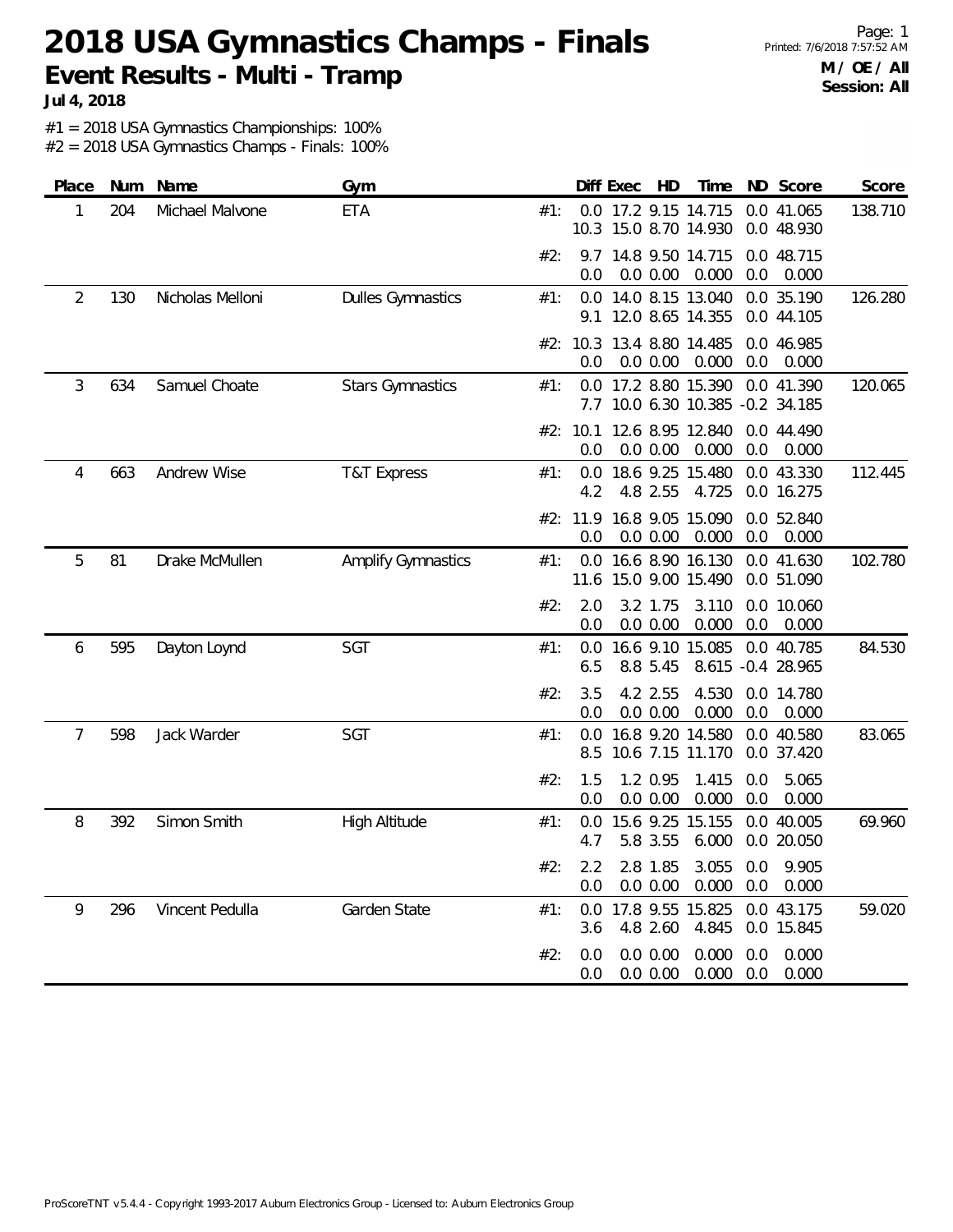# 2018 USA Gymnastics Champs - Finals

## Event Results - Multi - Tramp

**Jul 4, 2018**

**M / OE / All**
**Session: All**

#1 = 2018 USA Gymnastics Championships: 100%
#2 = 2018 USA Gymnastics Champs - Finals: 100%

| Place | Num | Name | Gym | | Diff | Exec | HD | Time | ND | Score | Score |
|---|---|---|---|---|---|---|---|---|---|---|---|
| 1 | 204 | Michael Malvone | ETA | #1: | 0.0 | 17.2 | 9.15 | 14.715 | 0.0 | 41.065 | 138.710 |
| | | | | | 10.3 | 15.0 | 8.70 | 14.930 | 0.0 | 48.930 | |
| | | | | #2: | 9.7 | 14.8 | 9.50 | 14.715 | 0.0 | 48.715 | |
| | | | | | 0.0 | 0.0 | 0.00 | 0.000 | 0.0 | 0.000 | |
| 2 | 130 | Nicholas Melloni | Dulles Gymnastics | #1: | 0.0 | 14.0 | 8.15 | 13.040 | 0.0 | 35.190 | 126.280 |
| | | | | | 9.1 | 12.0 | 8.65 | 14.355 | 0.0 | 44.105 | |
| | | | | #2: | 10.3 | 13.4 | 8.80 | 14.485 | 0.0 | 46.985 | |
| | | | | | 0.0 | 0.0 | 0.00 | 0.000 | 0.0 | 0.000 | |
| 3 | 634 | Samuel Choate | Stars Gymnastics | #1: | 0.0 | 17.2 | 8.80 | 15.390 | 0.0 | 41.390 | 120.065 |
| | | | | | 7.7 | 10.0 | 6.30 | 10.385 | -0.2 | 34.185 | |
| | | | | #2: | 10.1 | 12.6 | 8.95 | 12.840 | 0.0 | 44.490 | |
| | | | | | 0.0 | 0.0 | 0.00 | 0.000 | 0.0 | 0.000 | |
| 4 | 663 | Andrew Wise | T&T Express | #1: | 0.0 | 18.6 | 9.25 | 15.480 | 0.0 | 43.330 | 112.445 |
| | | | | | 4.2 | 4.8 | 2.55 | 4.725 | 0.0 | 16.275 | |
| | | | | #2: | 11.9 | 16.8 | 9.05 | 15.090 | 0.0 | 52.840 | |
| | | | | | 0.0 | 0.0 | 0.00 | 0.000 | 0.0 | 0.000 | |
| 5 | 81 | Drake McMullen | Amplify Gymnastics | #1: | 0.0 | 16.6 | 8.90 | 16.130 | 0.0 | 41.630 | 102.780 |
| | | | | | 11.6 | 15.0 | 9.00 | 15.490 | 0.0 | 51.090 | |
| | | | | #2: | 2.0 | 3.2 | 1.75 | 3.110 | 0.0 | 10.060 | |
| | | | | | 0.0 | 0.0 | 0.00 | 0.000 | 0.0 | 0.000 | |
| 6 | 595 | Dayton Loynd | SGT | #1: | 0.0 | 16.6 | 9.10 | 15.085 | 0.0 | 40.785 | 84.530 |
| | | | | | 6.5 | 8.8 | 5.45 | 8.615 | -0.4 | 28.965 | |
| | | | | #2: | 3.5 | 4.2 | 2.55 | 4.530 | 0.0 | 14.780 | |
| | | | | | 0.0 | 0.0 | 0.00 | 0.000 | 0.0 | 0.000 | |
| 7 | 598 | Jack Warder | SGT | #1: | 0.0 | 16.8 | 9.20 | 14.580 | 0.0 | 40.580 | 83.065 |
| | | | | | 8.5 | 10.6 | 7.15 | 11.170 | 0.0 | 37.420 | |
| | | | | #2: | 1.5 | 1.2 | 0.95 | 1.415 | 0.0 | 5.065 | |
| | | | | | 0.0 | 0.0 | 0.00 | 0.000 | 0.0 | 0.000 | |
| 8 | 392 | Simon Smith | High Altitude | #1: | 0.0 | 15.6 | 9.25 | 15.155 | 0.0 | 40.005 | 69.960 |
| | | | | | 4.7 | 5.8 | 3.55 | 6.000 | 0.0 | 20.050 | |
| | | | | #2: | 2.2 | 2.8 | 1.85 | 3.055 | 0.0 | 9.905 | |
| | | | | | 0.0 | 0.0 | 0.00 | 0.000 | 0.0 | 0.000 | |
| 9 | 296 | Vincent Pedulla | Garden State | #1: | 0.0 | 17.8 | 9.55 | 15.825 | 0.0 | 43.175 | 59.020 |
| | | | | | 3.6 | 4.8 | 2.60 | 4.845 | 0.0 | 15.845 | |
| | | | | #2: | 0.0 | 0.0 | 0.00 | 0.000 | 0.0 | 0.000 | |
| | | | | | 0.0 | 0.0 | 0.00 | 0.000 | 0.0 | 0.000 | |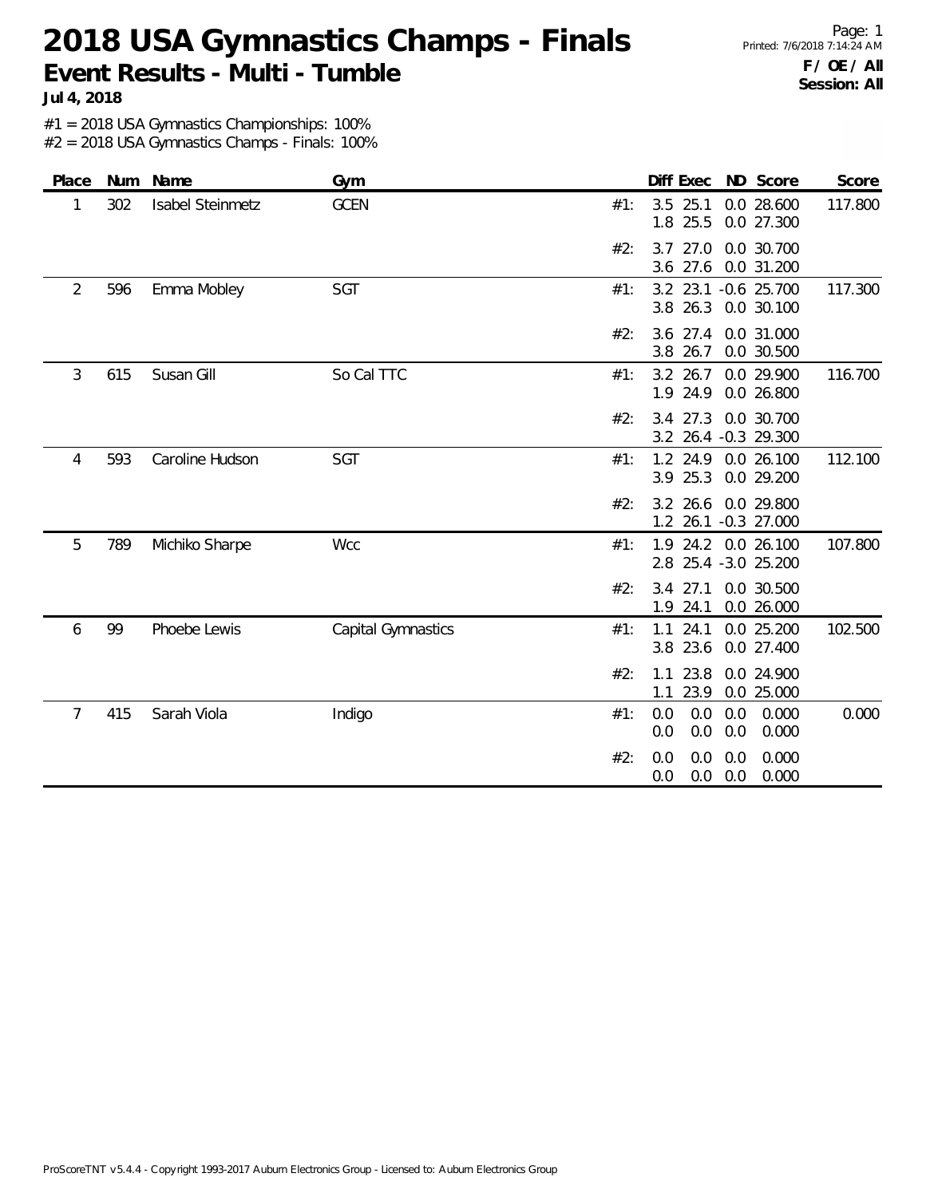# 2018 USA Gymnastics Champs - Finals

## Event Results - Multi - Tumble

**Jul 4, 2018**

**F / OE / All**
**Session: All**

#1 = 2018 USA Gymnastics Championships: 100%
#2 = 2018 USA Gymnastics Champs - Finals: 100%

| Place | Num | Name | Gym | | Diff | Exec | ND | Score | Score |
|---|---|---|---|---|---|---|---|---|---|
| 1 | 302 | Isabel Steinmetz | GCEN | #1: | 3.5 | 25.1 | 0.0 | 28.600 | 117.800 |
| | | | | | 1.8 | 25.5 | 0.0 | 27.300 | |
| | | | | #2: | 3.7 | 27.0 | 0.0 | 30.700 | |
| | | | | | 3.6 | 27.6 | 0.0 | 31.200 | |
| 2 | 596 | Emma Mobley | SGT | #1: | 3.2 | 23.1 | -0.6 | 25.700 | 117.300 |
| | | | | | 3.8 | 26.3 | 0.0 | 30.100 | |
| | | | | #2: | 3.6 | 27.4 | 0.0 | 31.000 | |
| | | | | | 3.8 | 26.7 | 0.0 | 30.500 | |
| 3 | 615 | Susan Gill | So Cal TTC | #1: | 3.2 | 26.7 | 0.0 | 29.900 | 116.700 |
| | | | | | 1.9 | 24.9 | 0.0 | 26.800 | |
| | | | | #2: | 3.4 | 27.3 | 0.0 | 30.700 | |
| | | | | | 3.2 | 26.4 | -0.3 | 29.300 | |
| 4 | 593 | Caroline Hudson | SGT | #1: | 1.2 | 24.9 | 0.0 | 26.100 | 112.100 |
| | | | | | 3.9 | 25.3 | 0.0 | 29.200 | |
| | | | | #2: | 3.2 | 26.6 | 0.0 | 29.800 | |
| | | | | | 1.2 | 26.1 | -0.3 | 27.000 | |
| 5 | 789 | Michiko Sharpe | Wcc | #1: | 1.9 | 24.2 | 0.0 | 26.100 | 107.800 |
| | | | | | 2.8 | 25.4 | -3.0 | 25.200 | |
| | | | | #2: | 3.4 | 27.1 | 0.0 | 30.500 | |
| | | | | | 1.9 | 24.1 | 0.0 | 26.000 | |
| 6 | 99 | Phoebe Lewis | Capital Gymnastics | #1: | 1.1 | 24.1 | 0.0 | 25.200 | 102.500 |
| | | | | | 3.8 | 23.6 | 0.0 | 27.400 | |
| | | | | #2: | 1.1 | 23.8 | 0.0 | 24.900 | |
| | | | | | 1.1 | 23.9 | 0.0 | 25.000 | |
| 7 | 415 | Sarah Viola | Indigo | #1: | 0.0 | 0.0 | 0.0 | 0.000 | 0.000 |
| | | | | | 0.0 | 0.0 | 0.0 | 0.000 | |
| | | | | #2: | 0.0 | 0.0 | 0.0 | 0.000 | |
| | | | | | 0.0 | 0.0 | 0.0 | 0.000 | |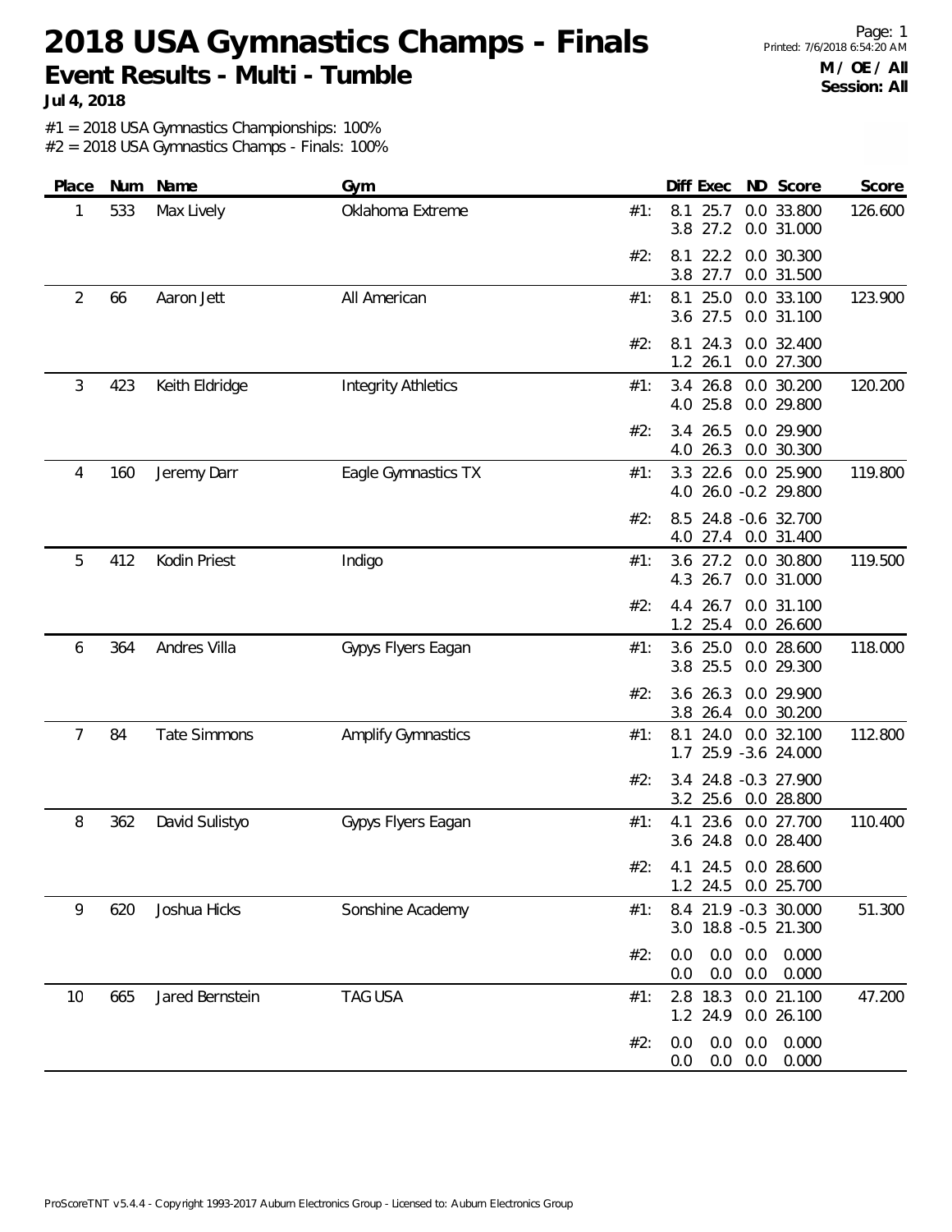# 2018 USA Gymnastics Champs - Finals

## Event Results - Multi - Tumble

**Jul 4, 2018**

**M / OE / All**
**Session: All**

#1 = 2018 USA Gymnastics Championships: 100%
#2 = 2018 USA Gymnastics Champs - Finals: 100%

| Place | Num | Name | Gym | | Diff | Exec | ND | Score | Score |
|---|---|---|---|---|---|---|---|---|---|
| 1 | 533 | Max Lively | Oklahoma Extreme | #1: | 8.1 | 25.7 | 0.0 | 33.800 | 126.600 |
| | | | | | 3.8 | 27.2 | 0.0 | 31.000 | |
| | | | | #2: | 8.1 | 22.2 | 0.0 | 30.300 | |
| | | | | | 3.8 | 27.7 | 0.0 | 31.500 | |
| 2 | 66 | Aaron Jett | All American | #1: | 8.1 | 25.0 | 0.0 | 33.100 | 123.900 |
| | | | | | 3.6 | 27.5 | 0.0 | 31.100 | |
| | | | | #2: | 8.1 | 24.3 | 0.0 | 32.400 | |
| | | | | | 1.2 | 26.1 | 0.0 | 27.300 | |
| 3 | 423 | Keith Eldridge | Integrity Athletics | #1: | 3.4 | 26.8 | 0.0 | 30.200 | 120.200 |
| | | | | | 4.0 | 25.8 | 0.0 | 29.800 | |
| | | | | #2: | 3.4 | 26.5 | 0.0 | 29.900 | |
| | | | | | 4.0 | 26.3 | 0.0 | 30.300 | |
| 4 | 160 | Jeremy Darr | Eagle Gymnastics TX | #1: | 3.3 | 22.6 | 0.0 | 25.900 | 119.800 |
| | | | | | 4.0 | 26.0 | -0.2 | 29.800 | |
| | | | | #2: | 8.5 | 24.8 | -0.6 | 32.700 | |
| | | | | | 4.0 | 27.4 | 0.0 | 31.400 | |
| 5 | 412 | Kodin Priest | Indigo | #1: | 3.6 | 27.2 | 0.0 | 30.800 | 119.500 |
| | | | | | 4.3 | 26.7 | 0.0 | 31.000 | |
| | | | | #2: | 4.4 | 26.7 | 0.0 | 31.100 | |
| | | | | | 1.2 | 25.4 | 0.0 | 26.600 | |
| 6 | 364 | Andres Villa | Gypys Flyers Eagan | #1: | 3.6 | 25.0 | 0.0 | 28.600 | 118.000 |
| | | | | | 3.8 | 25.5 | 0.0 | 29.300 | |
| | | | | #2: | 3.6 | 26.3 | 0.0 | 29.900 | |
| | | | | | 3.8 | 26.4 | 0.0 | 30.200 | |
| 7 | 84 | Tate Simmons | Amplify Gymnastics | #1: | 8.1 | 24.0 | 0.0 | 32.100 | 112.800 |
| | | | | | 1.7 | 25.9 | -3.6 | 24.000 | |
| | | | | #2: | 3.4 | 24.8 | -0.3 | 27.900 | |
| | | | | | 3.2 | 25.6 | 0.0 | 28.800 | |
| 8 | 362 | David Sulistyo | Gypys Flyers Eagan | #1: | 4.1 | 23.6 | 0.0 | 27.700 | 110.400 |
| | | | | | 3.6 | 24.8 | 0.0 | 28.400 | |
| | | | | #2: | 4.1 | 24.5 | 0.0 | 28.600 | |
| | | | | | 1.2 | 24.5 | 0.0 | 25.700 | |
| 9 | 620 | Joshua Hicks | Sonshine Academy | #1: | 8.4 | 21.9 | -0.3 | 30.000 | 51.300 |
| | | | | | 3.0 | 18.8 | -0.5 | 21.300 | |
| | | | | #2: | 0.0 | 0.0 | 0.0 | 0.000 | |
| | | | | | 0.0 | 0.0 | 0.0 | 0.000 | |
| 10 | 665 | Jared Bernstein | TAG USA | #1: | 2.8 | 18.3 | 0.0 | 21.100 | 47.200 |
| | | | | | 1.2 | 24.9 | 0.0 | 26.100 | |
| | | | | #2: | 0.0 | 0.0 | 0.0 | 0.000 | |
| | | | | | 0.0 | 0.0 | 0.0 | 0.000 | |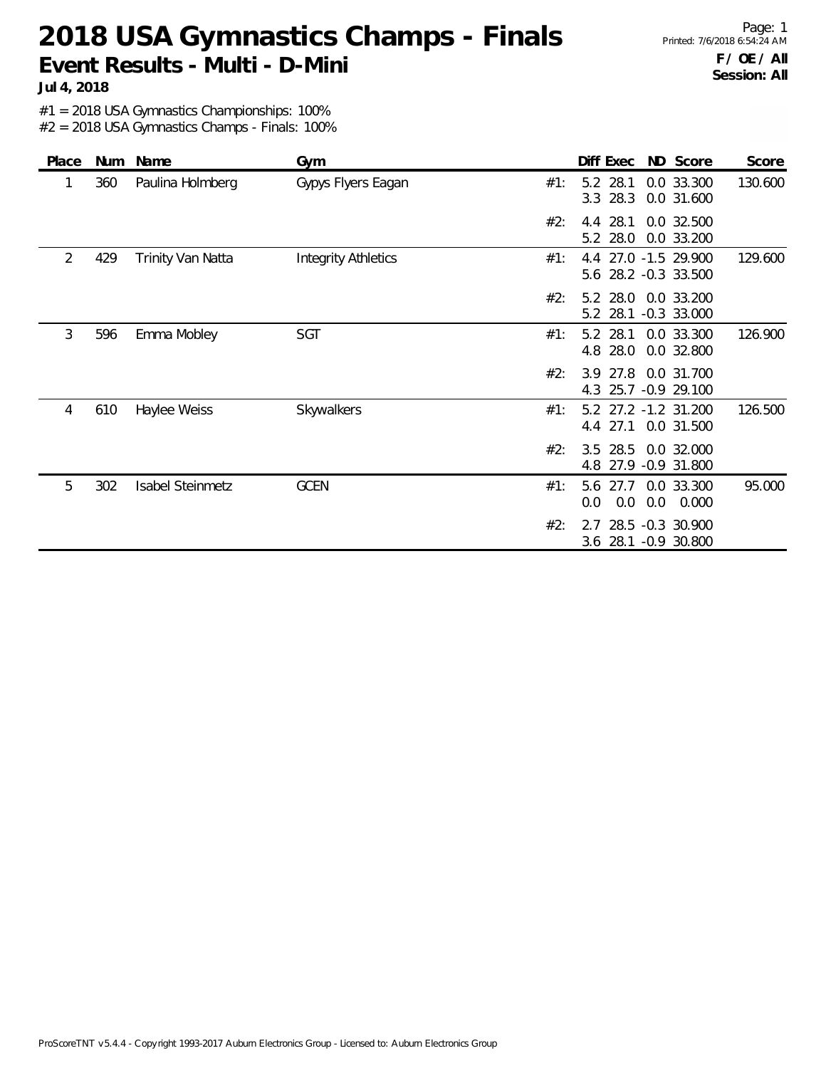# 2018 USA Gymnastics Champs - Finals

## Event Results - Multi - D-Mini

**Jul 4, 2018**

**F / OE / All**
**Session: All**

#1 = 2018 USA Gymnastics Championships: 100%
#2 = 2018 USA Gymnastics Champs - Finals: 100%

| Place | Num | Name | Gym | | Diff | Exec | ND | Score | Score |
|---|---|---|---|---|---|---|---|---|---|
| 1 | 360 | Paulina Holmberg | Gypys Flyers Eagan | #1: | 5.2 | 28.1 | 0.0 | 33.300 | 130.600 |
| | | | | | 3.3 | 28.3 | 0.0 | 31.600 | |
| | | | | #2: | 4.4 | 28.1 | 0.0 | 32.500 | |
| | | | | | 5.2 | 28.0 | 0.0 | 33.200 | |
| 2 | 429 | Trinity Van Natta | Integrity Athletics | #1: | 4.4 | 27.0 | -1.5 | 29.900 | 129.600 |
| | | | | | 5.6 | 28.2 | -0.3 | 33.500 | |
| | | | | #2: | 5.2 | 28.0 | 0.0 | 33.200 | |
| | | | | | 5.2 | 28.1 | -0.3 | 33.000 | |
| 3 | 596 | Emma Mobley | SGT | #1: | 5.2 | 28.1 | 0.0 | 33.300 | 126.900 |
| | | | | | 4.8 | 28.0 | 0.0 | 32.800 | |
| | | | | #2: | 3.9 | 27.8 | 0.0 | 31.700 | |
| | | | | | 4.3 | 25.7 | -0.9 | 29.100 | |
| 4 | 610 | Haylee Weiss | Skywalkers | #1: | 5.2 | 27.2 | -1.2 | 31.200 | 126.500 |
| | | | | | 4.4 | 27.1 | 0.0 | 31.500 | |
| | | | | #2: | 3.5 | 28.5 | 0.0 | 32.000 | |
| | | | | | 4.8 | 27.9 | -0.9 | 31.800 | |
| 5 | 302 | Isabel Steinmetz | GCEN | #1: | 5.6 | 27.7 | 0.0 | 33.300 | 95.000 |
| | | | | | 0.0 | 0.0 | 0.0 | 0.000 | |
| | | | | #2: | 2.7 | 28.5 | -0.3 | 30.900 | |
| | | | | | 3.6 | 28.1 | -0.9 | 30.800 | |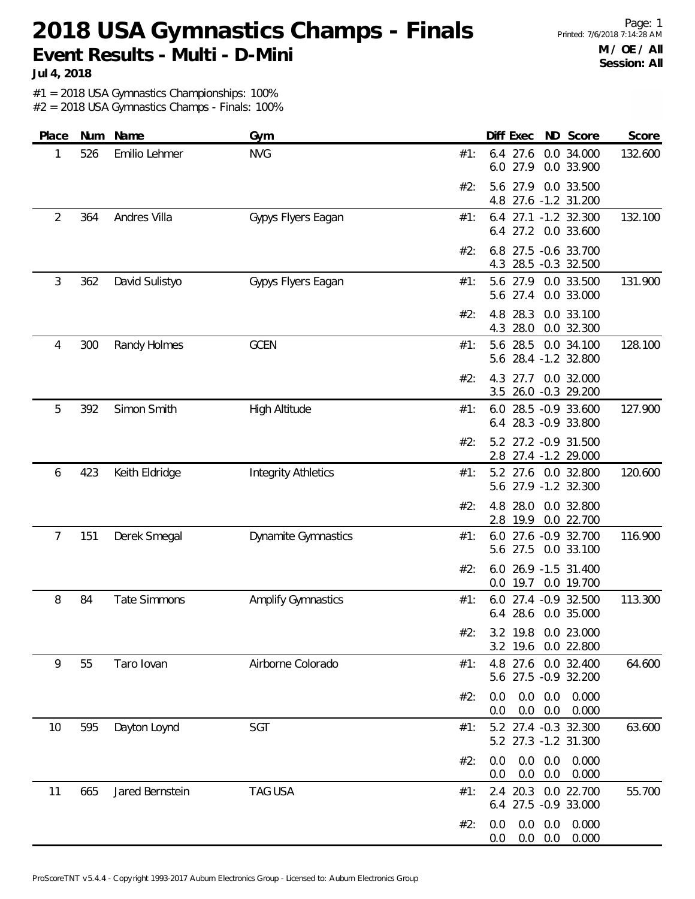# 2018 USA Gymnastics Champs - Finals

**Event Results - Multi - D-Mini**

**Jul 4, 2018**

**M / OE / All**
**Session: All**

#1 = 2018 USA Gymnastics Championships: 100%
#2 = 2018 USA Gymnastics Champs - Finals: 100%

| Place | Num | Name | Gym | | Diff | Exec | ND | Score | Score |
|---|---|---|---|---|---|---|---|---|---|
| 1 | 526 | Emilio Lehmer | NVG | #1: | 6.4 | 27.6 | 0.0 | 34.000 | 132.600 |
| | | | | | 6.0 | 27.9 | 0.0 | 33.900 | |
| | | | | #2: | 5.6 | 27.9 | 0.0 | 33.500 | |
| | | | | | 4.8 | 27.6 | -1.2 | 31.200 | |
| 2 | 364 | Andres Villa | Gypys Flyers Eagan | #1: | 6.4 | 27.1 | -1.2 | 32.300 | 132.100 |
| | | | | | 6.4 | 27.2 | 0.0 | 33.600 | |
| | | | | #2: | 6.8 | 27.5 | -0.6 | 33.700 | |
| | | | | | 4.3 | 28.5 | -0.3 | 32.500 | |
| 3 | 362 | David Sulistyo | Gypys Flyers Eagan | #1: | 5.6 | 27.9 | 0.0 | 33.500 | 131.900 |
| | | | | | 5.6 | 27.4 | 0.0 | 33.000 | |
| | | | | #2: | 4.8 | 28.3 | 0.0 | 33.100 | |
| | | | | | 4.3 | 28.0 | 0.0 | 32.300 | |
| 4 | 300 | Randy Holmes | GCEN | #1: | 5.6 | 28.5 | 0.0 | 34.100 | 128.100 |
| | | | | | 5.6 | 28.4 | -1.2 | 32.800 | |
| | | | | #2: | 4.3 | 27.7 | 0.0 | 32.000 | |
| | | | | | 3.5 | 26.0 | -0.3 | 29.200 | |
| 5 | 392 | Simon Smith | High Altitude | #1: | 6.0 | 28.5 | -0.9 | 33.600 | 127.900 |
| | | | | | 6.4 | 28.3 | -0.9 | 33.800 | |
| | | | | #2: | 5.2 | 27.2 | -0.9 | 31.500 | |
| | | | | | 2.8 | 27.4 | -1.2 | 29.000 | |
| 6 | 423 | Keith Eldridge | Integrity Athletics | #1: | 5.2 | 27.6 | 0.0 | 32.800 | 120.600 |
| | | | | | 5.6 | 27.9 | -1.2 | 32.300 | |
| | | | | #2: | 4.8 | 28.0 | 0.0 | 32.800 | |
| | | | | | 2.8 | 19.9 | 0.0 | 22.700 | |
| 7 | 151 | Derek Smegal | Dynamite Gymnastics | #1: | 6.0 | 27.6 | -0.9 | 32.700 | 116.900 |
| | | | | | 5.6 | 27.5 | 0.0 | 33.100 | |
| | | | | #2: | 6.0 | 26.9 | -1.5 | 31.400 | |
| | | | | | 0.0 | 19.7 | 0.0 | 19.700 | |
| 8 | 84 | Tate Simmons | Amplify Gymnastics | #1: | 6.0 | 27.4 | -0.9 | 32.500 | 113.300 |
| | | | | | 6.4 | 28.6 | 0.0 | 35.000 | |
| | | | | #2: | 3.2 | 19.8 | 0.0 | 23.000 | |
| | | | | | 3.2 | 19.6 | 0.0 | 22.800 | |
| 9 | 55 | Taro Iovan | Airborne Colorado | #1: | 4.8 | 27.6 | 0.0 | 32.400 | 64.600 |
| | | | | | 5.6 | 27.5 | -0.9 | 32.200 | |
| | | | | #2: | 0.0 | 0.0 | 0.0 | 0.000 | |
| | | | | | 0.0 | 0.0 | 0.0 | 0.000 | |
| 10 | 595 | Dayton Loynd | SGT | #1: | 5.2 | 27.4 | -0.3 | 32.300 | 63.600 |
| | | | | | 5.2 | 27.3 | -1.2 | 31.300 | |
| | | | | #2: | 0.0 | 0.0 | 0.0 | 0.000 | |
| | | | | | 0.0 | 0.0 | 0.0 | 0.000 | |
| 11 | 665 | Jared Bernstein | TAG USA | #1: | 2.4 | 20.3 | 0.0 | 22.700 | 55.700 |
| | | | | | 6.4 | 27.5 | -0.9 | 33.000 | |
| | | | | #2: | 0.0 | 0.0 | 0.0 | 0.000 | |
| | | | | | 0.0 | 0.0 | 0.0 | 0.000 | |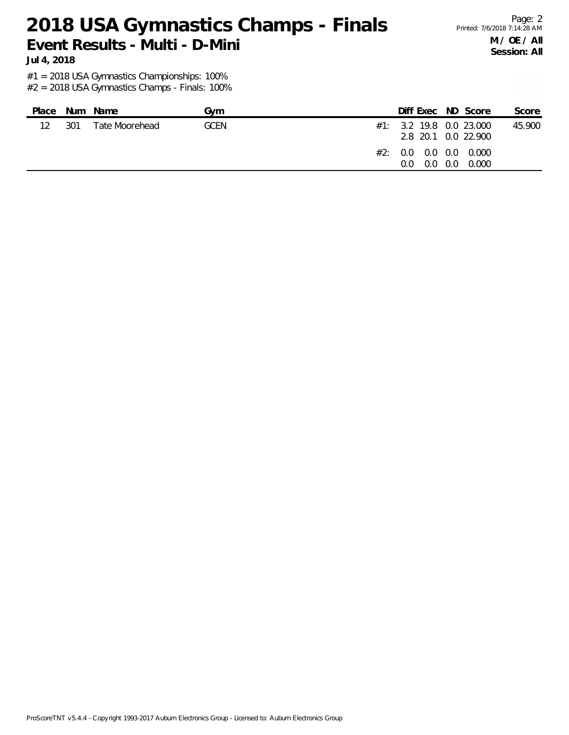# 2018 USA Gymnastics Champs - Finals

## Event Results - Multi - D-Mini

**Jul 4, 2018**

**M / OE / All**
**Session: All**

#1 = 2018 USA Gymnastics Championships: 100%
#2 = 2018 USA Gymnastics Champs - Finals: 100%

| Place | Num | Name | Gym | | Diff | Exec | ND | Score | Score |
|---|---|---|---|---|---|---|---|---|---|
| 12 | 301 | Tate Moorehead | GCEN | #1: | 3.2 | 19.8 | 0.0 | 23.000 | 45.900 |
| | | | | | 2.8 | 20.1 | 0.0 | 22.900 | |
| | | | | #2: | 0.0 | 0.0 | 0.0 | 0.000 | |
| | | | | | 0.0 | 0.0 | 0.0 | 0.000 | |

ProScoreTNT v5.4.4 - Copyright 1993-2017 Auburn Electronics Group - Licensed to: Auburn Electronics Group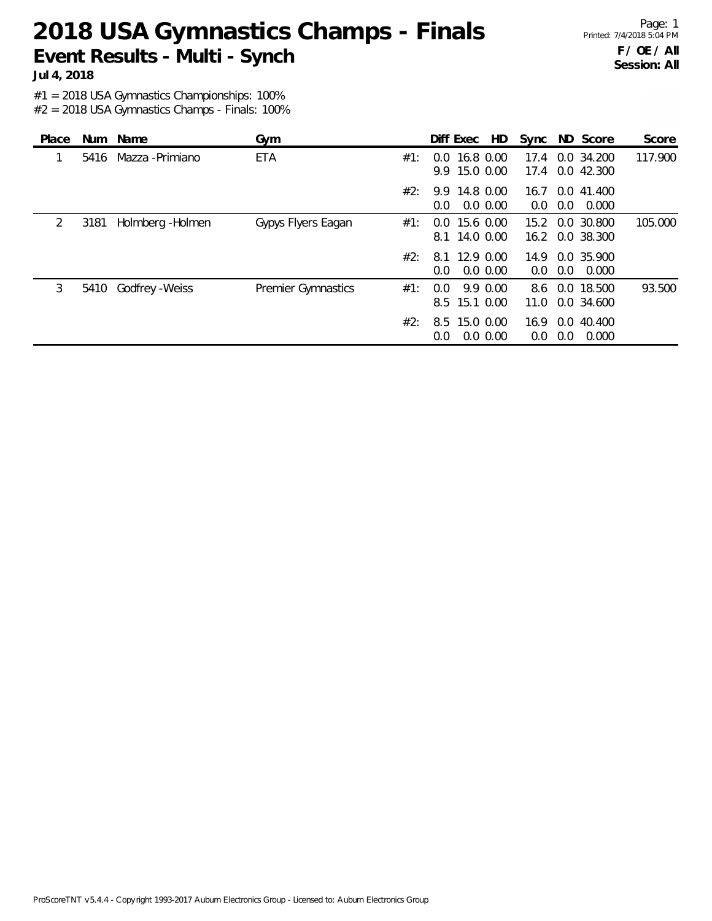# 2018 USA Gymnastics Champs - Finals

## Event Results - Multi - Synch

**Jul 4, 2018**

**F / OE / All**
**Session: All**

#1 = 2018 USA Gymnastics Championships: 100%
#2 = 2018 USA Gymnastics Champs - Finals: 100%

| Place | Num | Name | Gym | | Diff | Exec | HD | Sync | ND | Score | Score |
|---|---|---|---|---|---|---|---|---|---|---|---|
| 1 | 5416 | Mazza -Primiano | ETA | #1: | 0.0 | 16.8 | 0.00 | 17.4 | 0.0 | 34.200 | 117.900 |
| | | | | | 9.9 | 15.0 | 0.00 | 17.4 | 0.0 | 42.300 | |
| | | | | #2: | 9.9 | 14.8 | 0.00 | 16.7 | 0.0 | 41.400 | |
| | | | | | 0.0 | 0.0 | 0.00 | 0.0 | 0.0 | 0.000 | |
| 2 | 3181 | Holmberg -Holmen | Gypys Flyers Eagan | #1: | 0.0 | 15.6 | 0.00 | 15.2 | 0.0 | 30.800 | 105.000 |
| | | | | | 8.1 | 14.0 | 0.00 | 16.2 | 0.0 | 38.300 | |
| | | | | #2: | 8.1 | 12.9 | 0.00 | 14.9 | 0.0 | 35.900 | |
| | | | | | 0.0 | 0.0 | 0.00 | 0.0 | 0.0 | 0.000 | |
| 3 | 5410 | Godfrey -Weiss | Premier Gymnastics | #1: | 0.0 | 9.9 | 0.00 | 8.6 | 0.0 | 18.500 | 93.500 |
| | | | | | 8.5 | 15.1 | 0.00 | 11.0 | 0.0 | 34.600 | |
| | | | | #2: | 8.5 | 15.0 | 0.00 | 16.9 | 0.0 | 40.400 | |
| | | | | | 0.0 | 0.0 | 0.00 | 0.0 | 0.0 | 0.000 | |

ProScoreTNT v5.4.4 - Copyright 1993-2017 Auburn Electronics Group - Licensed to: Auburn Electronics Group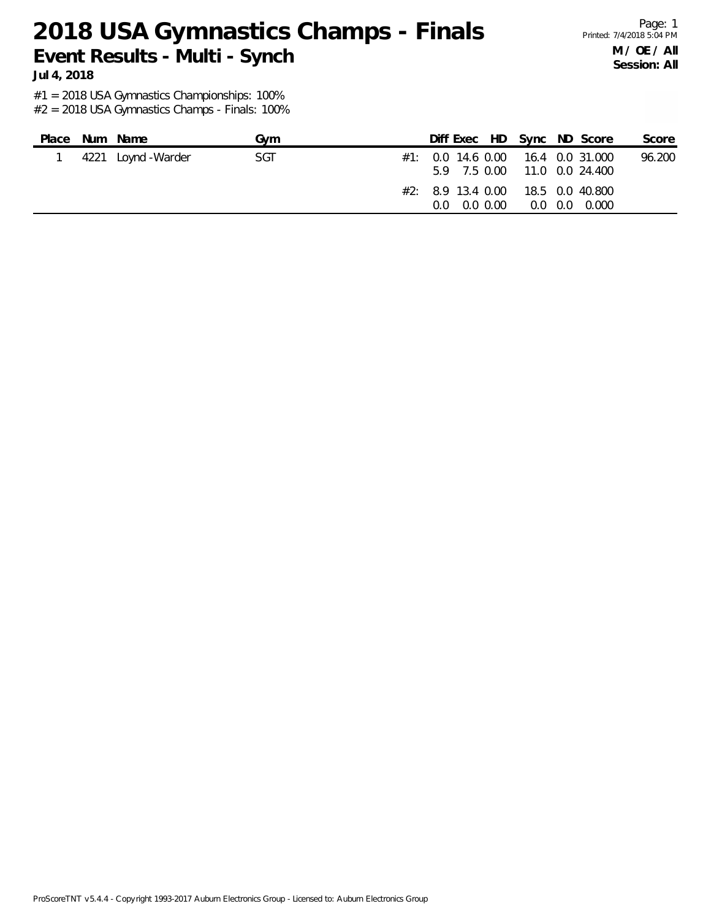# 2018 USA Gymnastics Champs - Finals

## Event Results - Multi - Synch

**Jul 4, 2018**

**M / OE / All**
**Session: All**

#1 = 2018 USA Gymnastics Championships: 100%
#2 = 2018 USA Gymnastics Champs - Finals: 100%

| Place | Num | Name | Gym | | Diff | Exec | HD | Sync | ND | Score | Score |
|---|---|---|---|---|---|---|---|---|---|---|---|
| 1 | 4221 | Loynd - Warder | SGT | #1: | 0.0 | 14.6 | 0.00 | 16.4 | 0.0 | 31.000 | 96.200 |
| | | | | | 5.9 | 7.5 | 0.00 | 11.0 | 0.0 | 24.400 | |
| | | | | #2: | 8.9 | 13.4 | 0.00 | 18.5 | 0.0 | 40.800 | |
| | | | | | 0.0 | 0.0 | 0.00 | 0.0 | 0.0 | 0.000 | |

ProScoreTNT v5.4.4 - Copyright 1993-2017 Auburn Electronics Group - Licensed to: Auburn Electronics Group